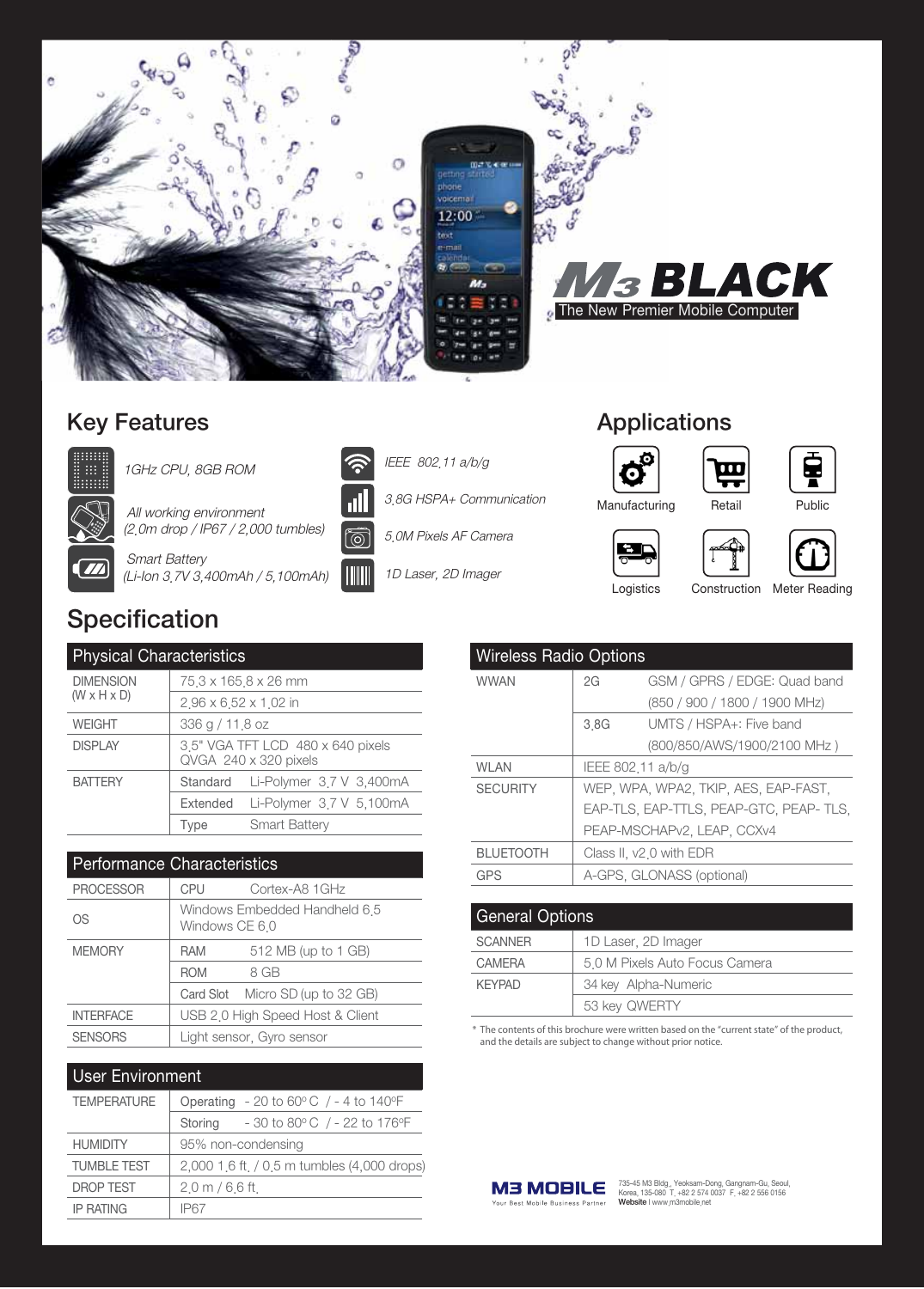# M3 BLACK

The New Premier Mobile Computer

## Key Features

- *1GHz CPU, 8GB ROM*
- *All working environment (2.0m drop / IP67 / 2,000 tumbles)*
- *Smart Battery (Li-Ion 3.7V 3,400mAh / 5,100mAh)*
- *IEEE 802.11 a/b/g*
- *3.8G HSPA+ Communication*
- *5.0M Pixels AF Camera*
- *1D Laser, 2D Imager*

## Applications

- Manufacturing
- Retail
- Public
- Logistics
- Construction
- Meter Reading

## Specification

### Physical Characteristics

| | | |
|---|---|---|
| DIMENSION (W x H x D) | 75.3 x 165.8 x 26 mm | |
| | 2.96 x 6.52 x 1.02 in | |
| WEIGHT | 336 g / 11.8 oz | |
| DISPLAY | 3.5" VGA TFT LCD 480 x 640 pixels<br>QVGA 240 x 320 pixels | |
| BATTERY | Standard | Li-Polymer 3.7 V 3,400mA |
| | Extended | Li-Polymer 3.7 V 5,100mA |
| | Type | Smart Battery |

### Performance Characteristics

| | | |
|---|---|---|
| PROCESSOR | CPU | Cortex-A8 1GHz |
| OS | Windows Embedded Handheld 6.5<br>Windows CE 6.0 | |
| MEMORY | RAM | 512 MB (up to 1 GB) |
| | ROM | 8 GB |
| | Card Slot | Micro SD (up to 32 GB) |
| INTERFACE | USB 2.0 High Speed Host & Client | |
| SENSORS | Light sensor, Gyro sensor | |

### User Environment

| | | |
|---|---|---|
| TEMPERATURE | Operating | - 20 to 60° C / - 4 to 140°F |
| | Storing | - 30 to 80° C / - 22 to 176°F |
| HUMIDITY | 95% non-condensing | |
| TUMBLE TEST | 2,000 1.6 ft. / 0.5 m tumbles (4,000 drops) | |
| DROP TEST | 2.0 m / 6.6 ft. | |
| IP RATING | IP67 | |

### Wireless Radio Options

| | | |
|---|---|---|
| WWAN | 2G | GSM / GPRS / EDGE: Quad band (850 / 900 / 1800 / 1900 MHz) |
| | 3.8G | UMTS / HSPA+: Five band (800/850/AWS/1900/2100 MHz ) |
| WLAN | IEEE 802.11 a/b/g | |
| SECURITY | WEP, WPA, WPA2, TKIP, AES, EAP-FAST, EAP-TLS, EAP-TTLS, PEAP-GTC, PEAP- TLS, PEAP-MSCHAPv2, LEAP, CCXv4 | |
| BLUETOOTH | Class II, v2.0 with EDR | |
| GPS | A-GPS, GLONASS (optional) | |

### General Options

| | |
|---|---|
| SCANNER | 1D Laser, 2D Imager |
| CAMERA | 5.0 M Pixels Auto Focus Camera |
| KEYPAD | 34 key Alpha-Numeric |
| | 53 key QWERTY |

* The contents of this brochure were written based on the "current state" of the product, and the details are subject to change without prior notice.

**M3 MOBILE**
Your Best Mobile Business Partner

735-45 M3 Bldg., Yeoksam-Dong, Gangnam-Gu, Seoul, Korea, 135-080 T. +82 2 574 0037 F. +82 2 556 0156
**Website** | www.m3mobile.net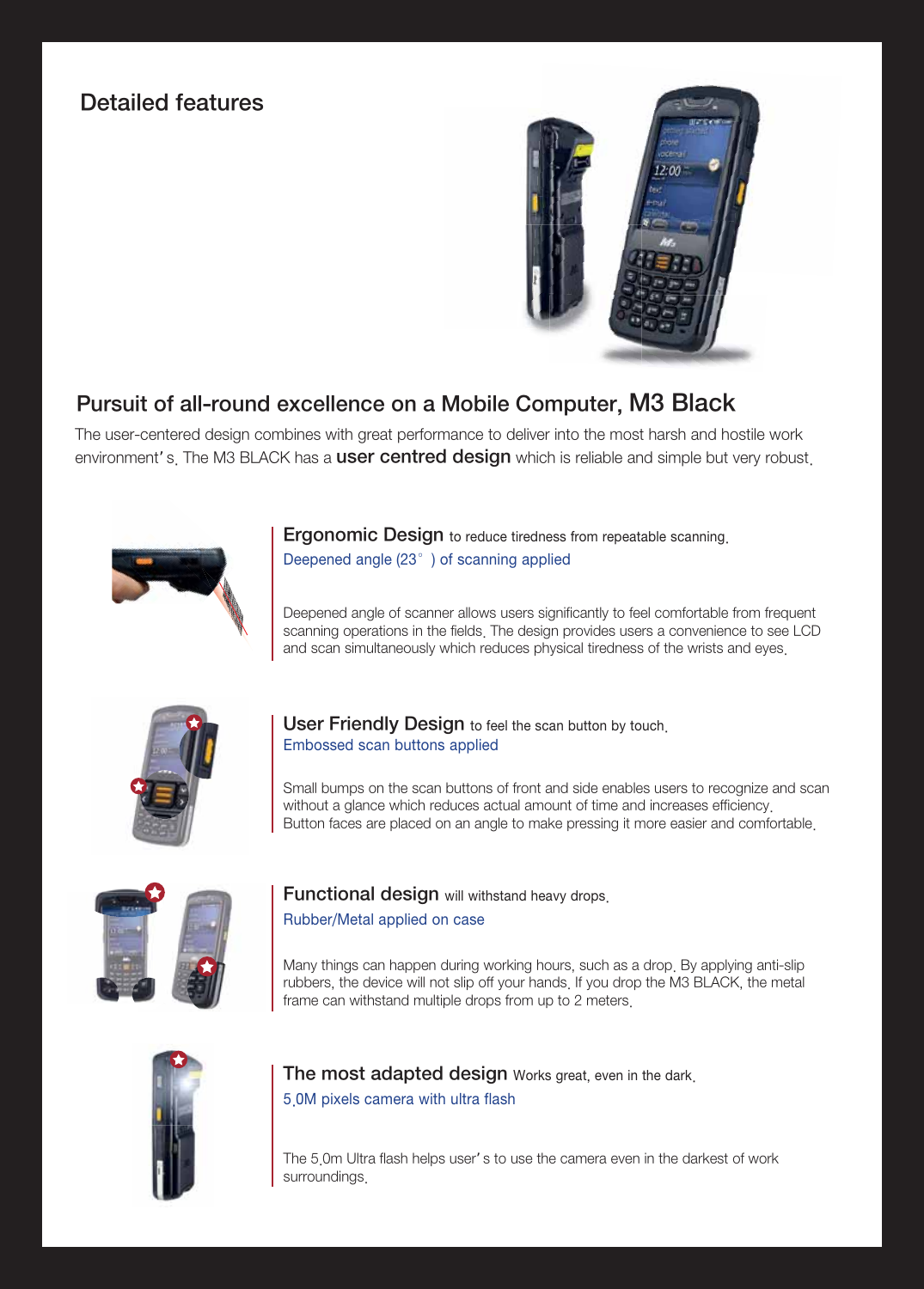# Detailed features

## Pursuit of all-round excellence on a Mobile Computer, M3 Black

The user-centered design combines with great performance to deliver into the most harsh and hostile work environment' s. The M3 BLACK has a **user centred design** which is reliable and simple but very robust.

### Ergonomic Design to reduce tiredness from repeatable scanning.

Deepened angle (23° ) of scanning applied

Deepened angle of scanner allows users significantly to feel comfortable from frequent scanning operations in the fields. The design provides users a convenience to see LCD and scan simultaneously which reduces physical tiredness of the wrists and eyes.

### User Friendly Design to feel the scan button by touch.

Embossed scan buttons applied

Small bumps on the scan buttons of front and side enables users to recognize and scan without a glance which reduces actual amount of time and increases efficiency. Button faces are placed on an angle to make pressing it more easier and comfortable.

### Functional design will withstand heavy drops.

Rubber/Metal applied on case

Many things can happen during working hours, such as a drop. By applying anti-slip rubbers, the device will not slip off your hands. If you drop the M3 BLACK, the metal frame can withstand multiple drops from up to 2 meters.

### The most adapted design Works great, even in the dark.

5.0M pixels camera with ultra flash

The 5.0m Ultra flash helps user' s to use the camera even in the darkest of work surroundings.